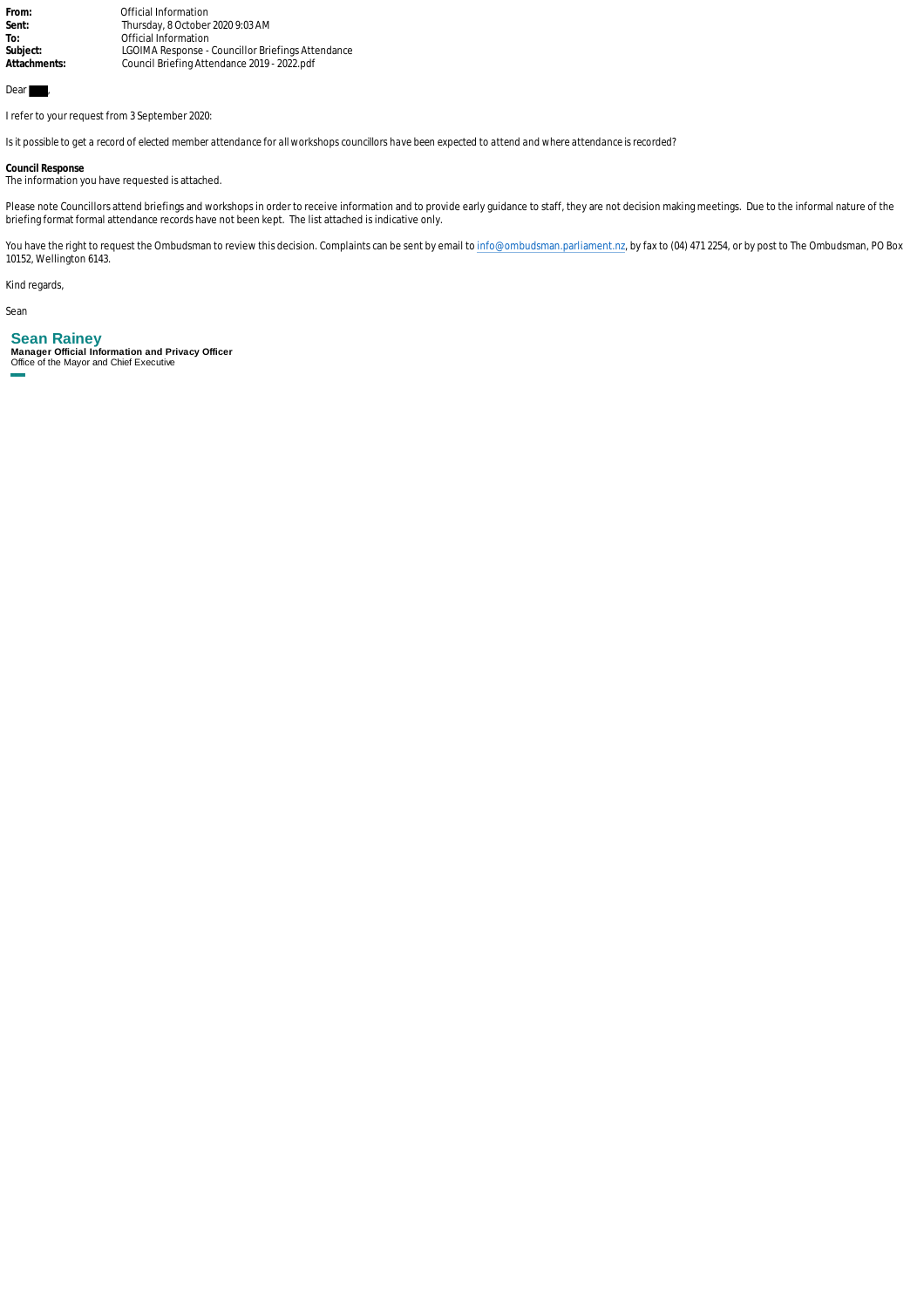**From:** Official Information
**Sent:** Thursday, 8 October 2020 9:03 AM
**To:** Official Information
**Subject:** LGOIMA Response - Councillor Briefings Attendance
**Attachments:** Council Briefing Attendance 2019 - 2022.pdf

Dear ███,

I refer to your request from 3 September 2020:

*Is it possible to get a record of elected member attendance for all workshops councillors have been expected to attend and where attendance is recorded?*

**Council Response**
The information you have requested is attached.

Please note Councillors attend briefings and workshops in order to receive information and to provide early guidance to staff, they are not decision making meetings. Due to the informal nature of the briefing format formal attendance records have not been kept. The list attached is indicative only.

You have the right to request the Ombudsman to review this decision. Complaints can be sent by email to info@ombudsman.parliament.nz, by fax to (04) 471 2254, or by post to The Ombudsman, PO Box 10152, Wellington 6143.

Kind regards,

Sean

**Sean Rainey**
**Manager Official Information and Privacy Officer**
Office of the Mayor and Chief Executive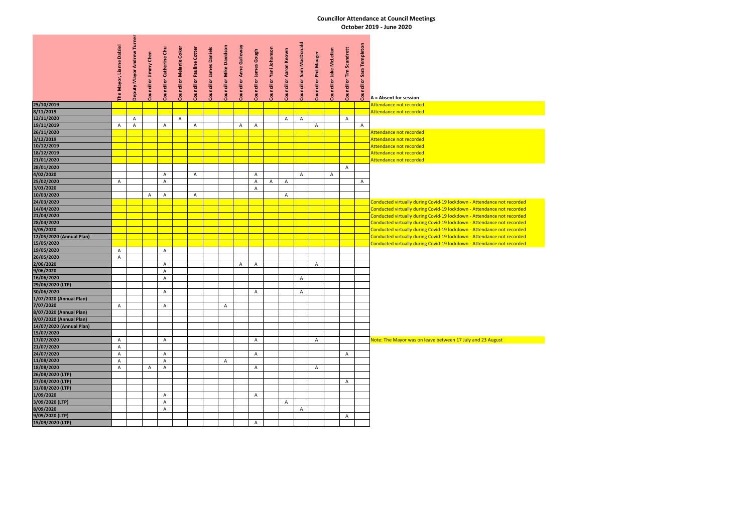# Councillor Attendance at Council Meetings
## October 2019 - June 2020

| | The Mayor, Lianne Dalziel | Deputy Mayor Andrew Turner | Councillor Jimmy Chen | Councillor Catherine Chu | Councillor Melanie Coker | Councillor Pauline Cotter | Councillor James Daniels | Councillor Mike Davidson | Councillor Anne Galloway | Councillor James Gough | Councillor Yani Johanson | Councillor Aaron Keown | Councillor Sam MacDonald | Councillor Phil Mauger | Councillor Jake McLellan | Councillor Tim Scandrett | Councillor Sara Templeton | A = Absent for session |
|---|---|---|---|---|---|---|---|---|---|---|---|---|---|---|---|---|---|---|
| 25/10/2019 | | | | | | | | | | | | | | | | | | Attendance not recorded |
| 8/11/2019 | | | | | | | | | | | | | | | | | | Attendance not recorded |
| 12/11/2020 | | A | | | A | | | | | | | A | A | | | A | | |
| 19/11/2019 | A | A | | A | | A | | | A | A | | | | A | | | A | |
| 26/11/2020 | | | | | | | | | | | | | | | | | | Attendance not recorded |
| 3/12/2019 | | | | | | | | | | | | | | | | | | Attendance not recorded |
| 10/12/2019 | | | | | | | | | | | | | | | | | | Attendance not recorded |
| 18/12/2019 | | | | | | | | | | | | | | | | | | Attendance not recorded |
| 21/01/2020 | | | | | | | | | | | | | | | | | | Attendance not recorded |
| 28/01/2020 | | | | | | | | | | | | | | | | A | | |
| 4/02/2020 | | | | A | | A | | | | A | | | A | | A | | | |
| 25/02/2020 | A | | | A | | | | | | A | A | A | | | | | A | |
| 3/03/2020 | | | | | | | | | | A | | | | | | | | |
| 10/03/2020 | | | A | A | | A | | | | | | A | | | | | | |
| 24/03/2020 | | | | | | | | | | | | | | | | | | Conducted virtually during Covid-19 lockdown - Attendance not recorded |
| 14/04/2020 | | | | | | | | | | | | | | | | | | Conducted virtually during Covid-19 lockdown - Attendance not recorded |
| 21/04/2020 | | | | | | | | | | | | | | | | | | Conducted virtually during Covid-19 lockdown - Attendance not recorded |
| 28/04/2020 | | | | | | | | | | | | | | | | | | Conducted virtually during Covid-19 lockdown - Attendance not recorded |
| 5/05/2020 | | | | | | | | | | | | | | | | | | Conducted virtually during Covid-19 lockdown - Attendance not recorded |
| 12/05/2020 (Annual Plan) | | | | | | | | | | | | | | | | | | Conducted virtually during Covid-19 lockdown - Attendance not recorded |
| 15/05/2020 | | | | | | | | | | | | | | | | | | Conducted virtually during Covid-19 lockdown - Attendance not recorded |
| 19/05/2020 | A | | | A | | | | | | | | | | | | | | |
| 26/05/2020 | A | | | | | | | | | | | | | | | | | |
| 2/06/2020 | | | | A | | | | | A | A | | | | A | | | | |
| 9/06/2020 | | | | A | | | | | | | | | | | | | | |
| 16/06/2020 | | | | A | | | | | | | | | A | | | | | |
| 29/06/2020 (LTP) | | | | | | | | | | | | | | | | | | |
| 30/06/2020 | | | | A | | | | | | A | | | A | | | | | |
| 1/07/2020 (Annual Plan) | | | | | | | | | | | | | | | | | | |
| 7/07/2020 | A | | | A | | | | A | | | | | | | | | | |
| 8/07/2020 (Annual Plan) | | | | | | | | | | | | | | | | | | |
| 9/07/2020 (Annual Plan) | | | | | | | | | | | | | | | | | | |
| 14/07/2020 (Annual Plan) | | | | | | | | | | | | | | | | | | |
| 15/07/2020 | | | | | | | | | | | | | | | | | | |
| 17/07/2020 | A | | | A | | | | | | A | | | | A | | | | Note: The Mayor was on leave between 17 July and 23 August |
| 21/07/2020 | A | | | | | | | | | | | | | | | | | |
| 24/07/2020 | A | | | A | | | | | | A | | | | | | A | | |
| 11/08/2020 | A | | | A | | | | A | | | | | | | | | | |
| 18/08/2020 | A | | A | A | | | | | | A | | | | A | | | | |
| 26/08/2020 (LTP) | | | | | | | | | | | | | | | | | | |
| 27/08/2020 (LTP) | | | | | | | | | | | | | | | | A | | |
| 31/08/2020 (LTP) | | | | | | | | | | | | | | | | | | |
| 1/09/2020 | | | | A | | | | | | A | | | | | | | | |
| 3/09/2020 (LTP) | | | | A | | | | | | | | A | | | | | | |
| 8/09/2020 | | | | A | | | | | | | | | A | | | | | |
| 9/09/2020 (LTP) | | | | | | | | | | | | | | | | A | | |
| 15/09/2020 (LTP) | | | | | | | | | | A | | | | | | | | |